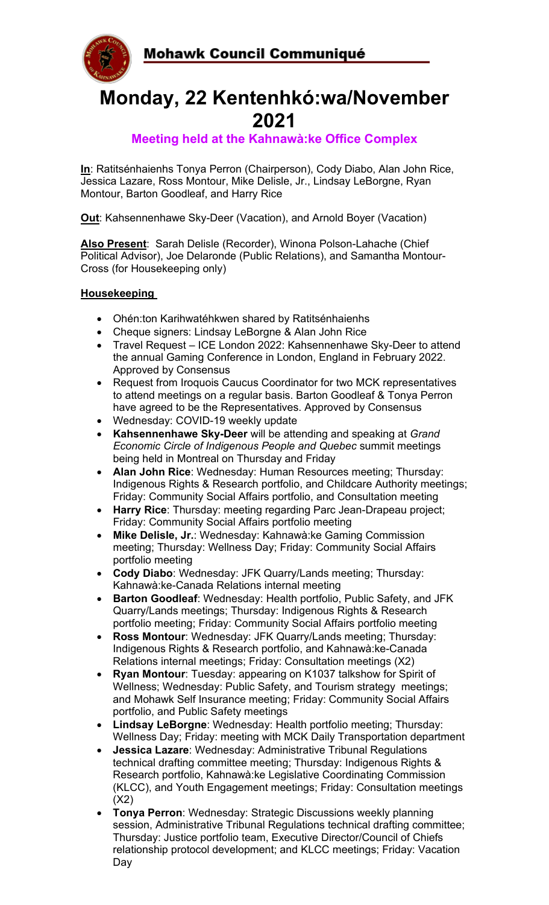**Mohawk Council Communiqué**

# Monday, 22 Kentenhkó:wa/November 2021

**Meeting held at the Kahnawà:ke Office Complex**

**In**: Ratitsénhaienhs Tonya Perron (Chairperson), Cody Diabo, Alan John Rice, Jessica Lazare, Ross Montour, Mike Delisle, Jr., Lindsay LeBorgne, Ryan Montour, Barton Goodleaf, and Harry Rice

**Out**: Kahsennenhawe Sky-Deer (Vacation), and Arnold Boyer (Vacation)

**Also Present**: Sarah Delisle (Recorder), Winona Polson-Lahache (Chief Political Advisor), Joe Delaronde (Public Relations), and Samantha Montour-Cross (for Housekeeping only)

## Housekeeping

- Ohén:ton Karihwatéhkwen shared by Ratitsénhaienhs
- Cheque signers: Lindsay LeBorgne & Alan John Rice
- Travel Request – ICE London 2022: Kahsennenhawe Sky-Deer to attend the annual Gaming Conference in London, England in February 2022. Approved by Consensus
- Request from Iroquois Caucus Coordinator for two MCK representatives to attend meetings on a regular basis. Barton Goodleaf & Tonya Perron have agreed to be the Representatives. Approved by Consensus
- Wednesday: COVID-19 weekly update
- **Kahsennenhawe Sky-Deer** will be attending and speaking at *Grand Economic Circle of Indigenous People and Quebec* summit meetings being held in Montreal on Thursday and Friday
- **Alan John Rice**: Wednesday: Human Resources meeting; Thursday: Indigenous Rights & Research portfolio, and Childcare Authority meetings; Friday: Community Social Affairs portfolio, and Consultation meeting
- **Harry Rice**: Thursday: meeting regarding Parc Jean-Drapeau project; Friday: Community Social Affairs portfolio meeting
- **Mike Delisle, Jr.**: Wednesday: Kahnawà:ke Gaming Commission meeting; Thursday: Wellness Day; Friday: Community Social Affairs portfolio meeting
- **Cody Diabo**: Wednesday: JFK Quarry/Lands meeting; Thursday: Kahnawà:ke-Canada Relations internal meeting
- **Barton Goodleaf**: Wednesday: Health portfolio, Public Safety, and JFK Quarry/Lands meetings; Thursday: Indigenous Rights & Research portfolio meeting; Friday: Community Social Affairs portfolio meeting
- **Ross Montour**: Wednesday: JFK Quarry/Lands meeting; Thursday: Indigenous Rights & Research portfolio, and Kahnawà:ke-Canada Relations internal meetings; Friday: Consultation meetings (X2)
- **Ryan Montour**: Tuesday: appearing on K1037 talkshow for Spirit of Wellness; Wednesday: Public Safety, and Tourism strategy meetings; and Mohawk Self Insurance meeting; Friday: Community Social Affairs portfolio, and Public Safety meetings
- **Lindsay LeBorgne**: Wednesday: Health portfolio meeting; Thursday: Wellness Day; Friday: meeting with MCK Daily Transportation department
- **Jessica Lazare**: Wednesday: Administrative Tribunal Regulations technical drafting committee meeting; Thursday: Indigenous Rights & Research portfolio, Kahnawà:ke Legislative Coordinating Commission (KLCC), and Youth Engagement meetings; Friday: Consultation meetings (X2)
- **Tonya Perron**: Wednesday: Strategic Discussions weekly planning session, Administrative Tribunal Regulations technical drafting committee; Thursday: Justice portfolio team, Executive Director/Council of Chiefs relationship protocol development; and KLCC meetings; Friday: Vacation Day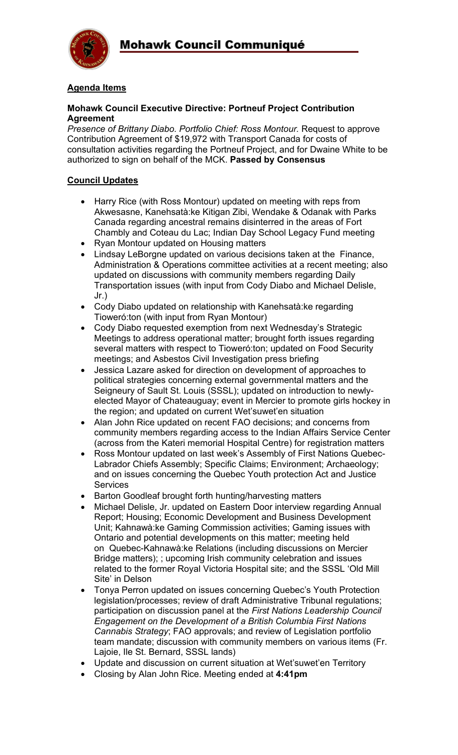## Mohawk Council Communiqué

**Agenda Items**

**Mohawk Council Executive Directive: Portneuf Project Contribution Agreement**
*Presence of Brittany Diabo. Portfolio Chief: Ross Montour.* Request to approve Contribution Agreement of $19,972 with Transport Canada for costs of consultation activities regarding the Portneuf Project, and for Dwaine White to be authorized to sign on behalf of the MCK. **Passed by Consensus**

**Council Updates**

- Harry Rice (with Ross Montour) updated on meeting with reps from Akwesasne, Kanehsatà:ke Kitigan Zibi, Wendake & Odanak with Parks Canada regarding ancestral remains disinterred in the areas of Fort Chambly and Coteau du Lac; Indian Day School Legacy Fund meeting
- Ryan Montour updated on Housing matters
- Lindsay LeBorgne updated on various decisions taken at the Finance, Administration & Operations committee activities at a recent meeting; also updated on discussions with community members regarding Daily Transportation issues (with input from Cody Diabo and Michael Delisle, Jr.)
- Cody Diabo updated on relationship with Kanehsatà:ke regarding Tioweró:ton (with input from Ryan Montour)
- Cody Diabo requested exemption from next Wednesday's Strategic Meetings to address operational matter; brought forth issues regarding several matters with respect to Tioweró:ton; updated on Food Security meetings; and Asbestos Civil Investigation press briefing
- Jessica Lazare asked for direction on development of approaches to political strategies concerning external governmental matters and the Seigneury of Sault St. Louis (SSSL); updated on introduction to newly-elected Mayor of Chateauguay; event in Mercier to promote girls hockey in the region; and updated on current Wet'suwet'en situation
- Alan John Rice updated on recent FAO decisions; and concerns from community members regarding access to the Indian Affairs Service Center (across from the Kateri memorial Hospital Centre) for registration matters
- Ross Montour updated on last week's Assembly of First Nations Quebec-Labrador Chiefs Assembly; Specific Claims; Environment; Archaeology; and on issues concerning the Quebec Youth protection Act and Justice Services
- Barton Goodleaf brought forth hunting/harvesting matters
- Michael Delisle, Jr. updated on Eastern Door interview regarding Annual Report; Housing; Economic Development and Business Development Unit; Kahnawà:ke Gaming Commission activities; Gaming issues with Ontario and potential developments on this matter; meeting held on Quebec-Kahnawà:ke Relations (including discussions on Mercier Bridge matters); ; upcoming Irish community celebration and issues related to the former Royal Victoria Hospital site; and the SSSL 'Old Mill Site' in Delson
- Tonya Perron updated on issues concerning Quebec's Youth Protection legislation/processes; review of draft Administrative Tribunal regulations; participation on discussion panel at the *First Nations Leadership Council Engagement on the Development of a British Columbia First Nations Cannabis Strategy*; FAO approvals; and review of Legislation portfolio team mandate; discussion with community members on various items (Fr. Lajoie, Ile St. Bernard, SSSL lands)
- Update and discussion on current situation at Wet'suwet'en Territory
- Closing by Alan John Rice. Meeting ended at **4:41pm**